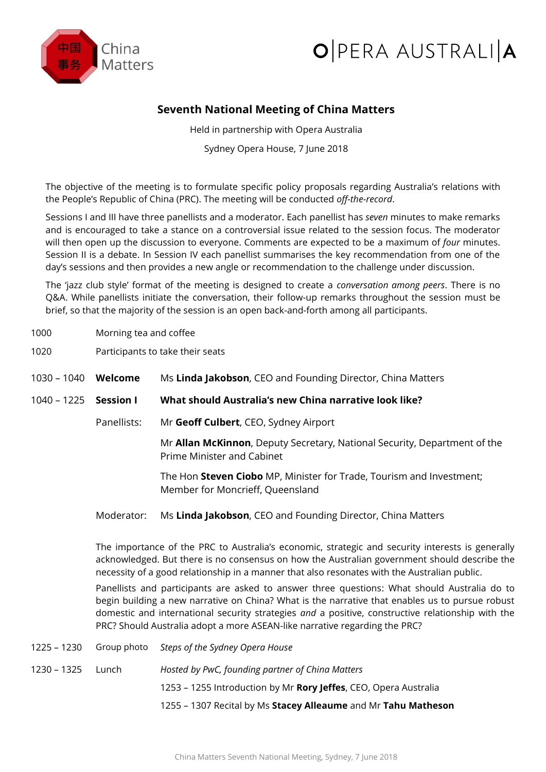中国 事务 China Matters

O|PERA AUSTRALI|A

# Seventh National Meeting of China Matters

Held in partnership with Opera Australia

Sydney Opera House, 7 June 2018

The objective of the meeting is to formulate specific policy proposals regarding Australia's relations with the People's Republic of China (PRC). The meeting will be conducted *off-the-record*.

Sessions I and III have three panellists and a moderator. Each panellist has *seven* minutes to make remarks and is encouraged to take a stance on a controversial issue related to the session focus. The moderator will then open up the discussion to everyone. Comments are expected to be a maximum of *four* minutes. Session II is a debate. In Session IV each panellist summarises the key recommendation from one of the day's sessions and then provides a new angle or recommendation to the challenge under discussion.

The 'jazz club style' format of the meeting is designed to create a *conversation among peers*. There is no Q&A. While panellists initiate the conversation, their follow-up remarks throughout the session must be brief, so that the majority of the session is an open back-and-forth among all participants.

1000 Morning tea and coffee

1020 Participants to take their seats

1030 – 1040 **Welcome** Ms **Linda Jakobson**, CEO and Founding Director, China Matters

1040 – 1225 **Session I** **What should Australia's new China narrative look like?**

Panellists:

- Mr **Geoff Culbert**, CEO, Sydney Airport
- Mr **Allan McKinnon**, Deputy Secretary, National Security, Department of the Prime Minister and Cabinet
- The Hon **Steven Ciobo** MP, Minister for Trade, Tourism and Investment; Member for Moncrieff, Queensland

Moderator: Ms **Linda Jakobson**, CEO and Founding Director, China Matters

The importance of the PRC to Australia's economic, strategic and security interests is generally acknowledged. But there is no consensus on how the Australian government should describe the necessity of a good relationship in a manner that also resonates with the Australian public.

Panellists and participants are asked to answer three questions: What should Australia do to begin building a new narrative on China? What is the narrative that enables us to pursue robust domestic and international security strategies *and* a positive, constructive relationship with the PRC? Should Australia adopt a more ASEAN-like narrative regarding the PRC?

1225 – 1230 Group photo *Steps of the Sydney Opera House*

1230 – 1325 Lunch *Hosted by PwC, founding partner of China Matters*

1253 – 1255 Introduction by Mr **Rory Jeffes**, CEO, Opera Australia

1255 – 1307 Recital by Ms **Stacey Alleaume** and Mr **Tahu Matheson**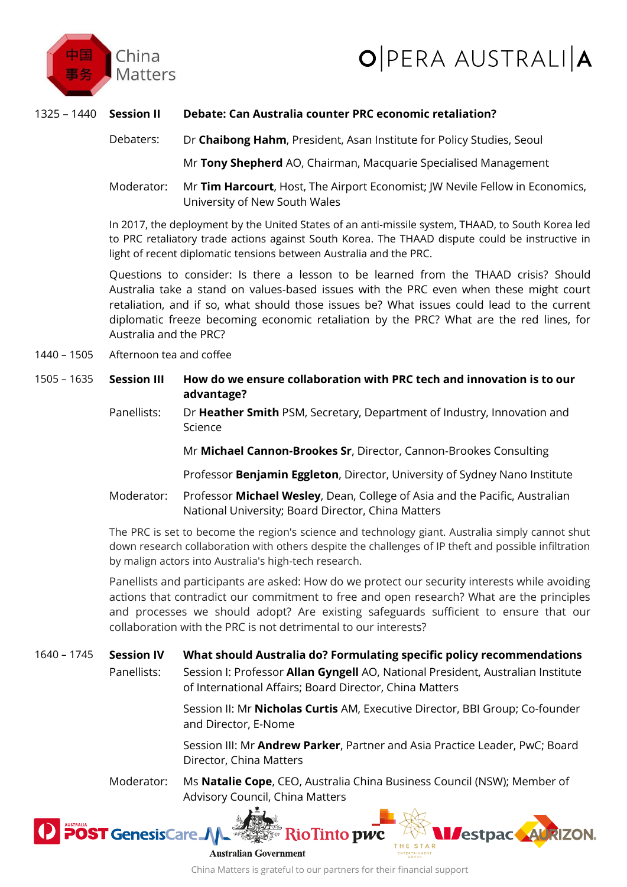1325 – 1440 **Session II** **Debate: Can Australia counter PRC economic retaliation?**

Debaters: Dr **Chaibong Hahm**, President, Asan Institute for Policy Studies, Seoul

Mr **Tony Shepherd** AO, Chairman, Macquarie Specialised Management

Moderator: Mr **Tim Harcourt**, Host, The Airport Economist; JW Nevile Fellow in Economics, University of New South Wales

In 2017, the deployment by the United States of an anti-missile system, THAAD, to South Korea led to PRC retaliatory trade actions against South Korea. The THAAD dispute could be instructive in light of recent diplomatic tensions between Australia and the PRC.

Questions to consider: Is there a lesson to be learned from the THAAD crisis? Should Australia take a stand on values-based issues with the PRC even when these might court retaliation, and if so, what should those issues be? What issues could lead to the current diplomatic freeze becoming economic retaliation by the PRC? What are the red lines, for Australia and the PRC?

1440 – 1505 Afternoon tea and coffee

1505 – 1635 **Session III** **How do we ensure collaboration with PRC tech and innovation is to our advantage?**

Panellists: Dr **Heather Smith** PSM, Secretary, Department of Industry, Innovation and Science

Mr **Michael Cannon-Brookes Sr**, Director, Cannon-Brookes Consulting

Professor **Benjamin Eggleton**, Director, University of Sydney Nano Institute

Moderator: Professor **Michael Wesley**, Dean, College of Asia and the Pacific, Australian National University; Board Director, China Matters

The PRC is set to become the region's science and technology giant. Australia simply cannot shut down research collaboration with others despite the challenges of IP theft and possible infiltration by malign actors into Australia's high-tech research.

Panellists and participants are asked: How do we protect our security interests while avoiding actions that contradict our commitment to free and open research? What are the principles and processes we should adopt? Are existing safeguards sufficient to ensure that our collaboration with the PRC is not detrimental to our interests?

1640 – 1745 **Session IV** **What should Australia do? Formulating specific policy recommendations**

Panellists: Session I: Professor **Allan Gyngell** AO, National President, Australian Institute of International Affairs; Board Director, China Matters

Session II: Mr **Nicholas Curtis** AM, Executive Director, BBI Group; Co-founder and Director, E-Nome

Session III: Mr **Andrew Parker**, Partner and Asia Practice Leader, PwC; Board Director, China Matters

Moderator: Ms **Natalie Cope**, CEO, Australia China Business Council (NSW); Member of Advisory Council, China Matters

China Matters is grateful to our partners for their financial support